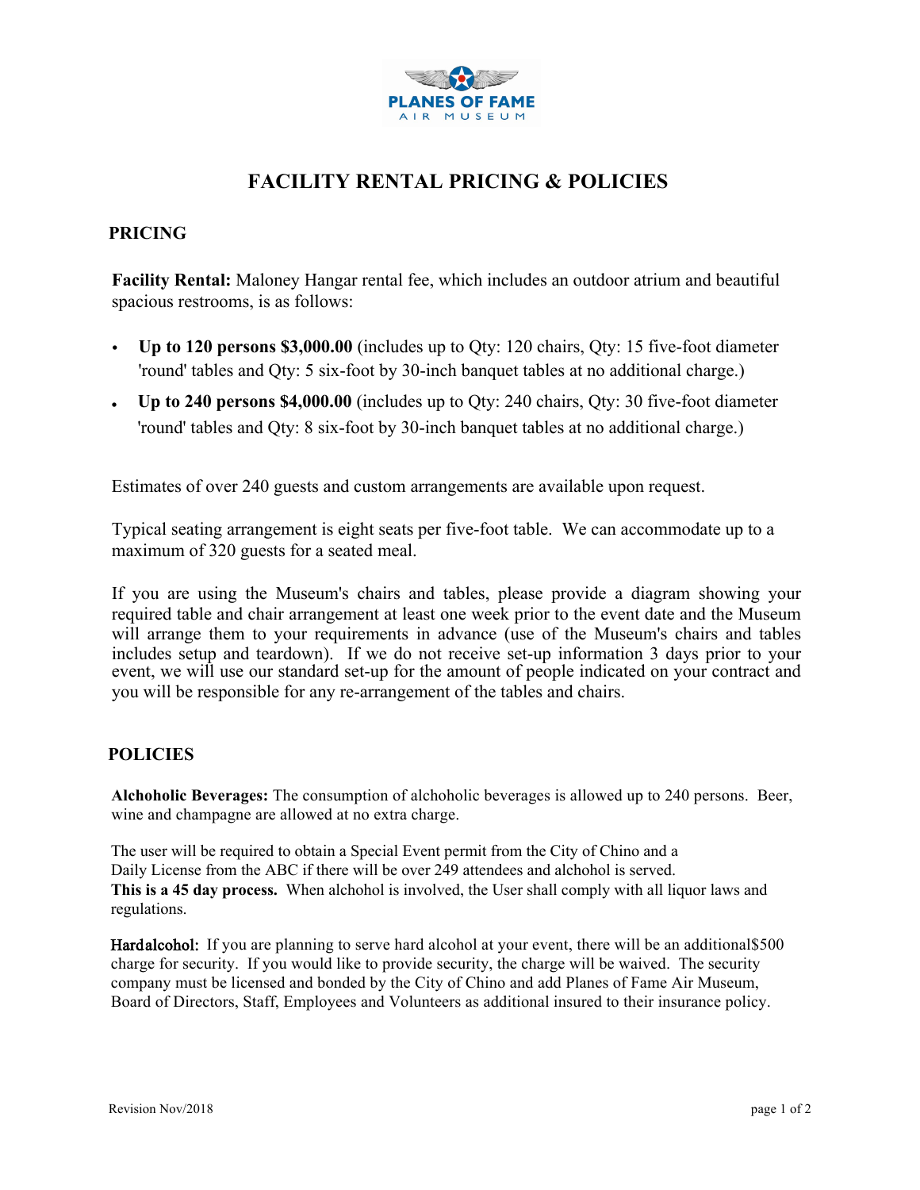**PLANES OF FAME**
AIR MUSEUM

# FACILITY RENTAL PRICING & POLICIES

## PRICING

**Facility Rental:** Maloney Hangar rental fee, which includes an outdoor atrium and beautiful spacious restrooms, is as follows:

- **Up to 120 persons $3,000.00** (includes up to Qty: 120 chairs, Qty: 15 five-foot diameter 'round' tables and Qty: 5 six-foot by 30-inch banquet tables at no additional charge.)
- **Up to 240 persons $4,000.00** (includes up to Qty: 240 chairs, Qty: 30 five-foot diameter 'round' tables and Qty: 8 six-foot by 30-inch banquet tables at no additional charge.)

Estimates of over 240 guests and custom arrangements are available upon request.

Typical seating arrangement is eight seats per five-foot table. We can accommodate up to a maximum of 320 guests for a seated meal.

If you are using the Museum's chairs and tables, please provide a diagram showing your required table and chair arrangement at least one week prior to the event date and the Museum will arrange them to your requirements in advance (use of the Museum's chairs and tables includes setup and teardown). If we do not receive set-up information 3 days prior to your event, we will use our standard set-up for the amount of people indicated on your contract and you will be responsible for any re-arrangement of the tables and chairs.

## POLICIES

**Alchoholic Beverages:** The consumption of alchoholic beverages is allowed up to 240 persons. Beer, wine and champagne are allowed at no extra charge.

The user will be required to obtain a Special Event permit from the City of Chino and a Daily License from the ABC if there will be over 249 attendees and alchohol is served.
**This is a 45 day process.** When alchohol is involved, the User shall comply with all liquor laws and regulations.

**Hardalcohol:** If you are planning to serve hard alcohol at your event, there will be an additional$500 charge for security. If you would like to provide security, the charge will be waived. The security company must be licensed and bonded by the City of Chino and add Planes of Fame Air Museum, Board of Directors, Staff, Employees and Volunteers as additional insured to their insurance policy.

Revision Nov/2018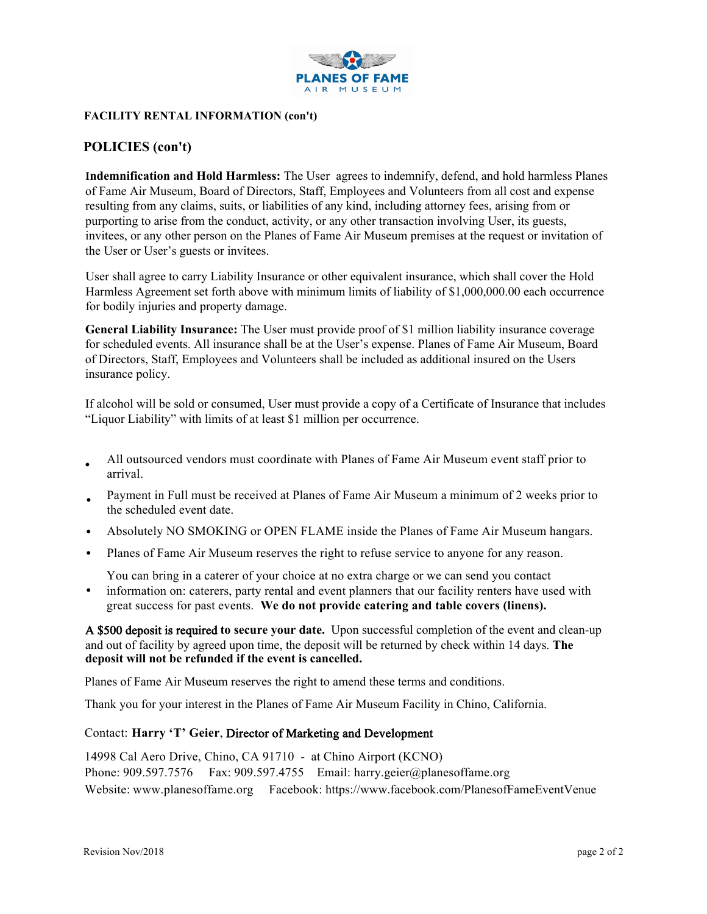**FACILITY RENTAL INFORMATION (con't)**

## POLICIES (con't)

**Indemnification and Hold Harmless:** The User agrees to indemnify, defend, and hold harmless Planes of Fame Air Museum, Board of Directors, Staff, Employees and Volunteers from all cost and expense resulting from any claims, suits, or liabilities of any kind, including attorney fees, arising from or purporting to arise from the conduct, activity, or any other transaction involving User, its guests, invitees, or any other person on the Planes of Fame Air Museum premises at the request or invitation of the User or User's guests or invitees.

User shall agree to carry Liability Insurance or other equivalent insurance, which shall cover the Hold Harmless Agreement set forth above with minimum limits of liability of $1,000,000.00 each occurrence for bodily injuries and property damage.

**General Liability Insurance:** The User must provide proof of $1 million liability insurance coverage for scheduled events. All insurance shall be at the User's expense. Planes of Fame Air Museum, Board of Directors, Staff, Employees and Volunteers shall be included as additional insured on the Users insurance policy.

If alcohol will be sold or consumed, User must provide a copy of a Certificate of Insurance that includes "Liquor Liability" with limits of at least $1 million per occurrence.

- All outsourced vendors must coordinate with Planes of Fame Air Museum event staff prior to arrival.
- Payment in Full must be received at Planes of Fame Air Museum a minimum of 2 weeks prior to the scheduled event date.
- Absolutely NO SMOKING or OPEN FLAME inside the Planes of Fame Air Museum hangars.
- Planes of Fame Air Museum reserves the right to refuse service to anyone for any reason.
- You can bring in a caterer of your choice at no extra charge or we can send you contact information on: caterers, party rental and event planners that our facility renters have used with great success for past events. **We do not provide catering and table covers (linens).**

**A $500 deposit is required to secure your date.** Upon successful completion of the event and clean-up and out of facility by agreed upon time, the deposit will be returned by check within 14 days. **The deposit will not be refunded if the event is cancelled.**

Planes of Fame Air Museum reserves the right to amend these terms and conditions.

Thank you for your interest in the Planes of Fame Air Museum Facility in Chino, California.

Contact: **Harry 'T' Geier**, Director of Marketing and Development

14998 Cal Aero Drive, Chino, CA 91710 - at Chino Airport (KCNO)
Phone: 909.597.7576 Fax: 909.597.4755 Email: harry.geier@planesoffame.org
Website: www.planesoffame.org Facebook: https://www.facebook.com/PlanesofFameEventVenue

Revision Nov/2018